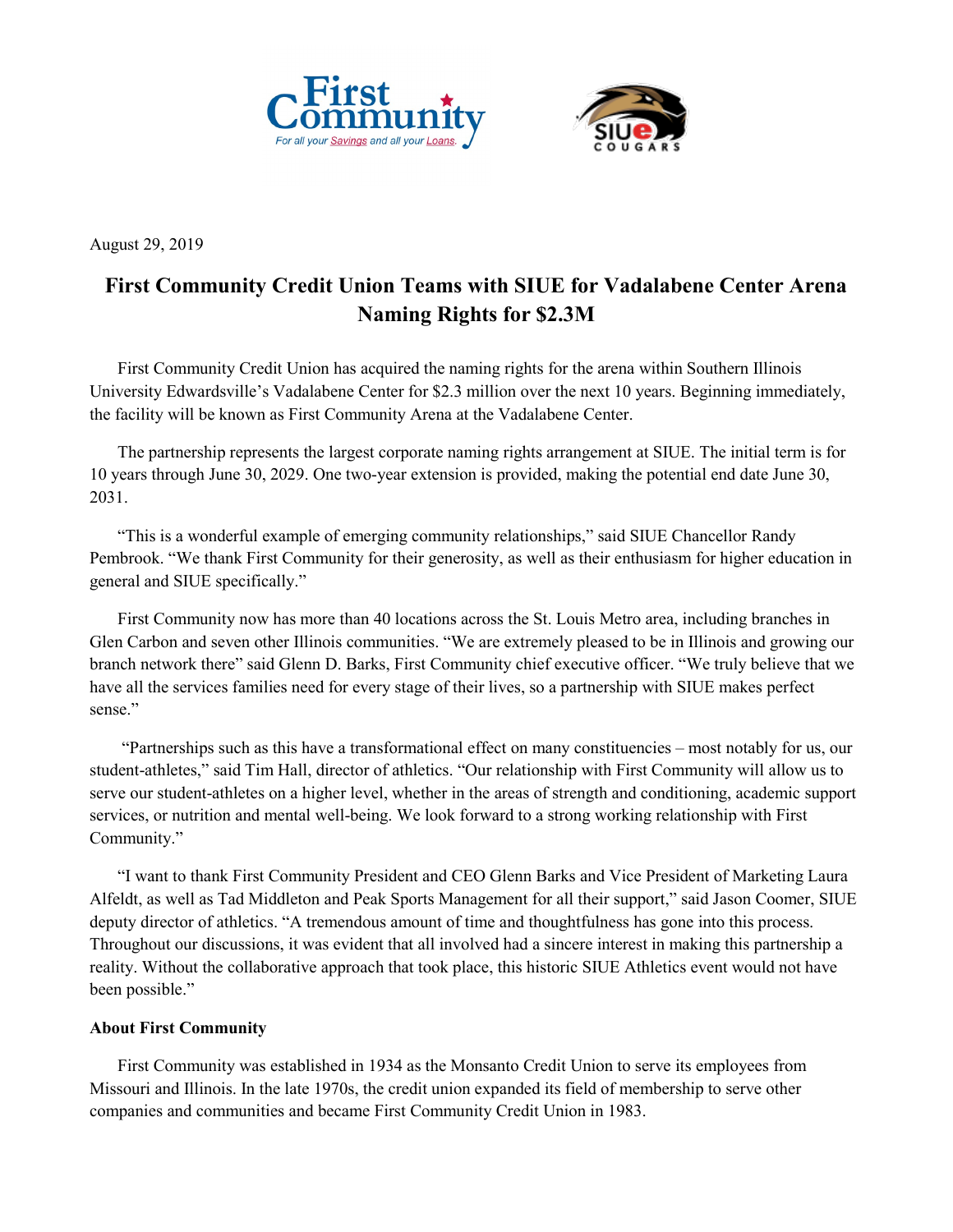August 29, 2019

# First Community Credit Union Teams with SIUE for Vadalabene Center Arena Naming Rights for $2.3M

First Community Credit Union has acquired the naming rights for the arena within Southern Illinois University Edwardsville's Vadalabene Center for $2.3 million over the next 10 years. Beginning immediately, the facility will be known as First Community Arena at the Vadalabene Center.

The partnership represents the largest corporate naming rights arrangement at SIUE. The initial term is for 10 years through June 30, 2029. One two-year extension is provided, making the potential end date June 30, 2031.

"This is a wonderful example of emerging community relationships," said SIUE Chancellor Randy Pembrook. "We thank First Community for their generosity, as well as their enthusiasm for higher education in general and SIUE specifically."

First Community now has more than 40 locations across the St. Louis Metro area, including branches in Glen Carbon and seven other Illinois communities. "We are extremely pleased to be in Illinois and growing our branch network there" said Glenn D. Barks, First Community chief executive officer. "We truly believe that we have all the services families need for every stage of their lives, so a partnership with SIUE makes perfect sense."

"Partnerships such as this have a transformational effect on many constituencies – most notably for us, our student-athletes," said Tim Hall, director of athletics. "Our relationship with First Community will allow us to serve our student-athletes on a higher level, whether in the areas of strength and conditioning, academic support services, or nutrition and mental well-being. We look forward to a strong working relationship with First Community."

"I want to thank First Community President and CEO Glenn Barks and Vice President of Marketing Laura Alfeldt, as well as Tad Middleton and Peak Sports Management for all their support," said Jason Coomer, SIUE deputy director of athletics. "A tremendous amount of time and thoughtfulness has gone into this process. Throughout our discussions, it was evident that all involved had a sincere interest in making this partnership a reality. Without the collaborative approach that took place, this historic SIUE Athletics event would not have been possible."

**About First Community**

First Community was established in 1934 as the Monsanto Credit Union to serve its employees from Missouri and Illinois. In the late 1970s, the credit union expanded its field of membership to serve other companies and communities and became First Community Credit Union in 1983.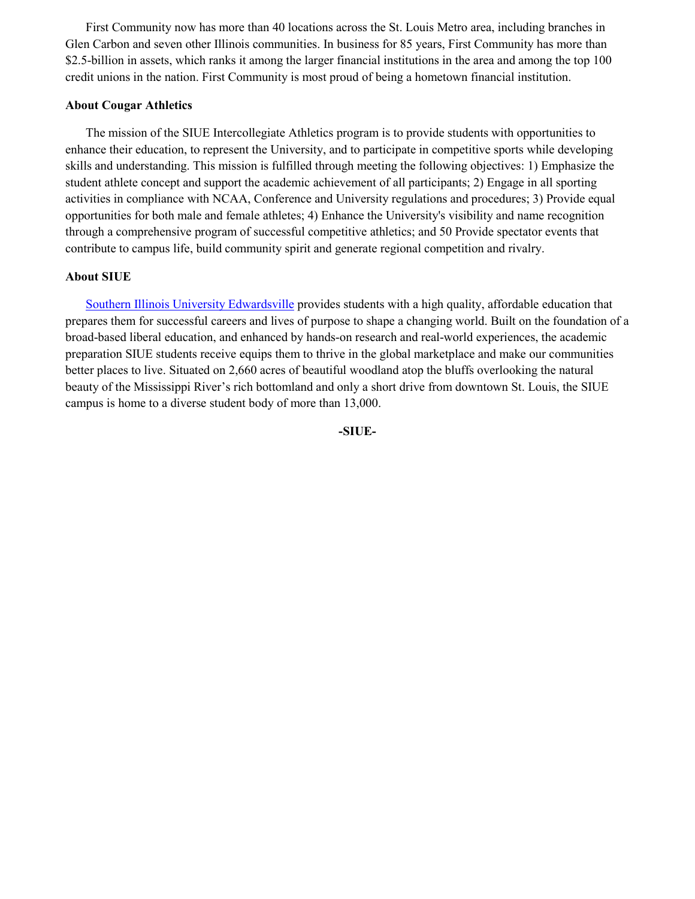First Community now has more than 40 locations across the St. Louis Metro area, including branches in Glen Carbon and seven other Illinois communities. In business for 85 years, First Community has more than $2.5-billion in assets, which ranks it among the larger financial institutions in the area and among the top 100 credit unions in the nation. First Community is most proud of being a hometown financial institution.

**About Cougar Athletics**

The mission of the SIUE Intercollegiate Athletics program is to provide students with opportunities to enhance their education, to represent the University, and to participate in competitive sports while developing skills and understanding. This mission is fulfilled through meeting the following objectives: 1) Emphasize the student athlete concept and support the academic achievement of all participants; 2) Engage in all sporting activities in compliance with NCAA, Conference and University regulations and procedures; 3) Provide equal opportunities for both male and female athletes; 4) Enhance the University's visibility and name recognition through a comprehensive program of successful competitive athletics; and 50 Provide spectator events that contribute to campus life, build community spirit and generate regional competition and rivalry.

**About SIUE**

Southern Illinois University Edwardsville provides students with a high quality, affordable education that prepares them for successful careers and lives of purpose to shape a changing world. Built on the foundation of a broad-based liberal education, and enhanced by hands-on research and real-world experiences, the academic preparation SIUE students receive equips them to thrive in the global marketplace and make our communities better places to live. Situated on 2,660 acres of beautiful woodland atop the bluffs overlooking the natural beauty of the Mississippi River's rich bottomland and only a short drive from downtown St. Louis, the SIUE campus is home to a diverse student body of more than 13,000.

**-SIUE-**